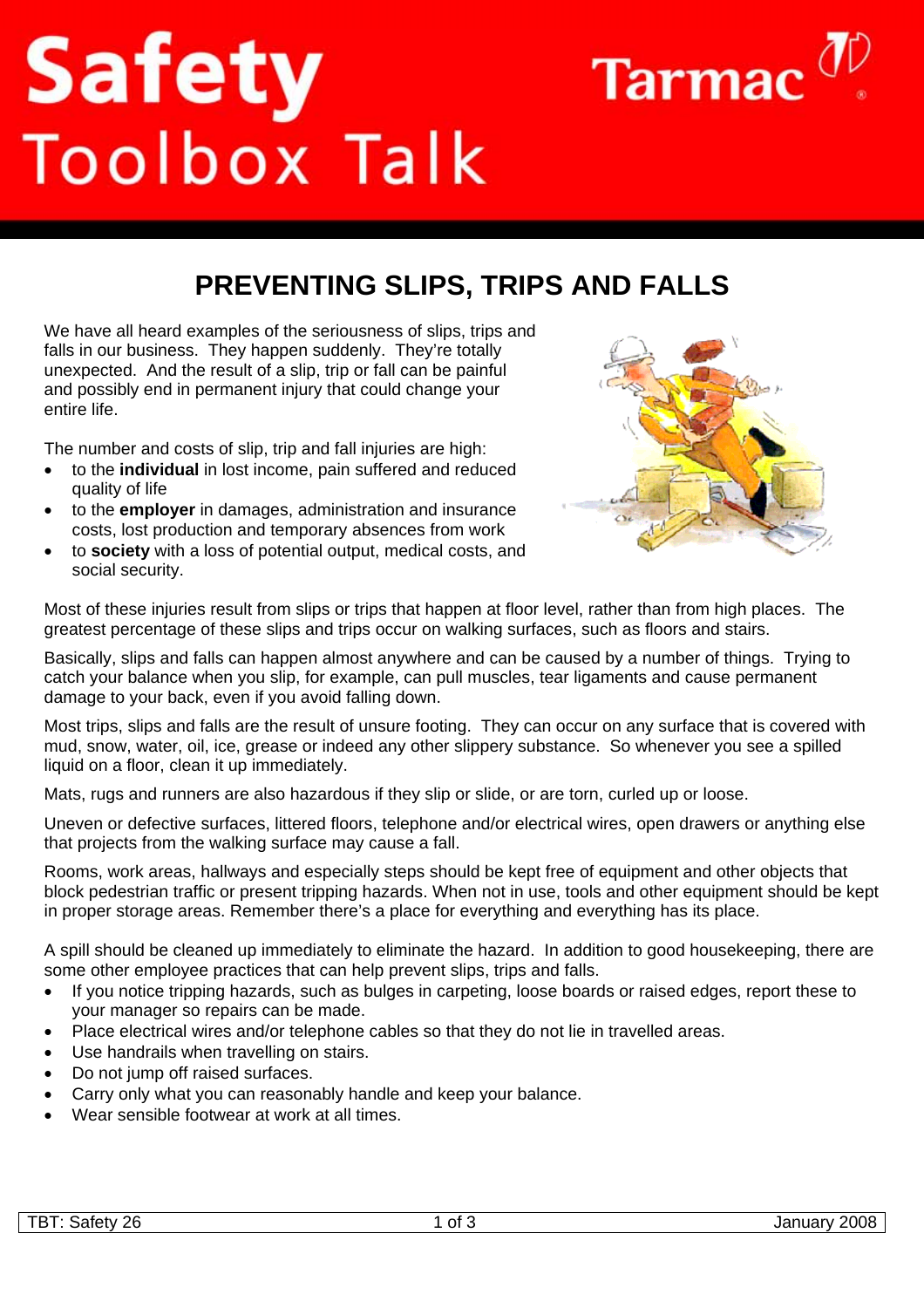# Safety Toolbox Talk

Tarmac

## PREVENTING SLIPS, TRIPS AND FALLS

We have all heard examples of the seriousness of slips, trips and falls in our business. They happen suddenly. They're totally unexpected. And the result of a slip, trip or fall can be painful and possibly end in permanent injury that could change your entire life.

The number and costs of slip, trip and fall injuries are high:

- to the **individual** in lost income, pain suffered and reduced quality of life
- to the **employer** in damages, administration and insurance costs, lost production and temporary absences from work
- to **society** with a loss of potential output, medical costs, and social security.

Most of these injuries result from slips or trips that happen at floor level, rather than from high places. The greatest percentage of these slips and trips occur on walking surfaces, such as floors and stairs.

Basically, slips and falls can happen almost anywhere and can be caused by a number of things. Trying to catch your balance when you slip, for example, can pull muscles, tear ligaments and cause permanent damage to your back, even if you avoid falling down.

Most trips, slips and falls are the result of unsure footing. They can occur on any surface that is covered with mud, snow, water, oil, ice, grease or indeed any other slippery substance. So whenever you see a spilled liquid on a floor, clean it up immediately.

Mats, rugs and runners are also hazardous if they slip or slide, or are torn, curled up or loose.

Uneven or defective surfaces, littered floors, telephone and/or electrical wires, open drawers or anything else that projects from the walking surface may cause a fall.

Rooms, work areas, hallways and especially steps should be kept free of equipment and other objects that block pedestrian traffic or present tripping hazards. When not in use, tools and other equipment should be kept in proper storage areas. Remember there's a place for everything and everything has its place.

A spill should be cleaned up immediately to eliminate the hazard. In addition to good housekeeping, there are some other employee practices that can help prevent slips, trips and falls.

- If you notice tripping hazards, such as bulges in carpeting, loose boards or raised edges, report these to your manager so repairs can be made.
- Place electrical wires and/or telephone cables so that they do not lie in travelled areas.
- Use handrails when travelling on stairs.
- Do not jump off raised surfaces.
- Carry only what you can reasonably handle and keep your balance.
- Wear sensible footwear at work at all times.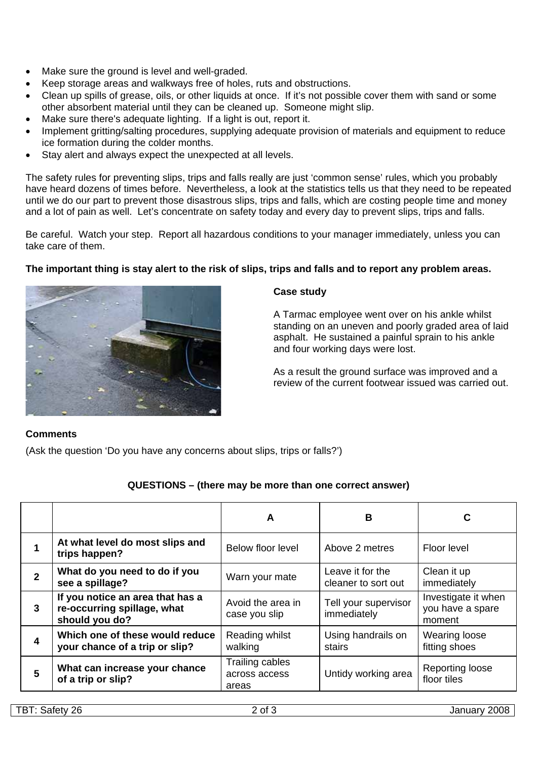- Make sure the ground is level and well-graded.
- Keep storage areas and walkways free of holes, ruts and obstructions.
- Clean up spills of grease, oils, or other liquids at once. If it's not possible cover them with sand or some other absorbent material until they can be cleaned up. Someone might slip.
- Make sure there's adequate lighting. If a light is out, report it.
- Implement gritting/salting procedures, supplying adequate provision of materials and equipment to reduce ice formation during the colder months.
- Stay alert and always expect the unexpected at all levels.

The safety rules for preventing slips, trips and falls really are just 'common sense' rules, which you probably have heard dozens of times before. Nevertheless, a look at the statistics tells us that they need to be repeated until we do our part to prevent those disastrous slips, trips and falls, which are costing people time and money and a lot of pain as well. Let's concentrate on safety today and every day to prevent slips, trips and falls.

Be careful. Watch your step. Report all hazardous conditions to your manager immediately, unless you can take care of them.

**The important thing is stay alert to the risk of slips, trips and falls and to report any problem areas.**

**Case study**

A Tarmac employee went over on his ankle whilst standing on an uneven and poorly graded area of laid asphalt. He sustained a painful sprain to his ankle and four working days were lost.

As a result the ground surface was improved and a review of the current footwear issued was carried out.

**Comments**

(Ask the question 'Do you have any concerns about slips, trips or falls?')

**QUESTIONS – (there may be more than one correct answer)**

| | | A | B | C |
|---|---|---|---|---|
| **1** | **At what level do most slips and trips happen?** | Below floor level | Above 2 metres | Floor level |
| **2** | **What do you need to do if you see a spillage?** | Warn your mate | Leave it for the cleaner to sort out | Clean it up immediately |
| **3** | **If you notice an area that has a re-occurring spillage, what should you do?** | Avoid the area in case you slip | Tell your supervisor immediately | Investigate it when you have a spare moment |
| **4** | **Which one of these would reduce your chance of a trip or slip?** | Reading whilst walking | Using handrails on stairs | Wearing loose fitting shoes |
| **5** | **What can increase your chance of a trip or slip?** | Trailing cables across access areas | Untidy working area | Reporting loose floor tiles |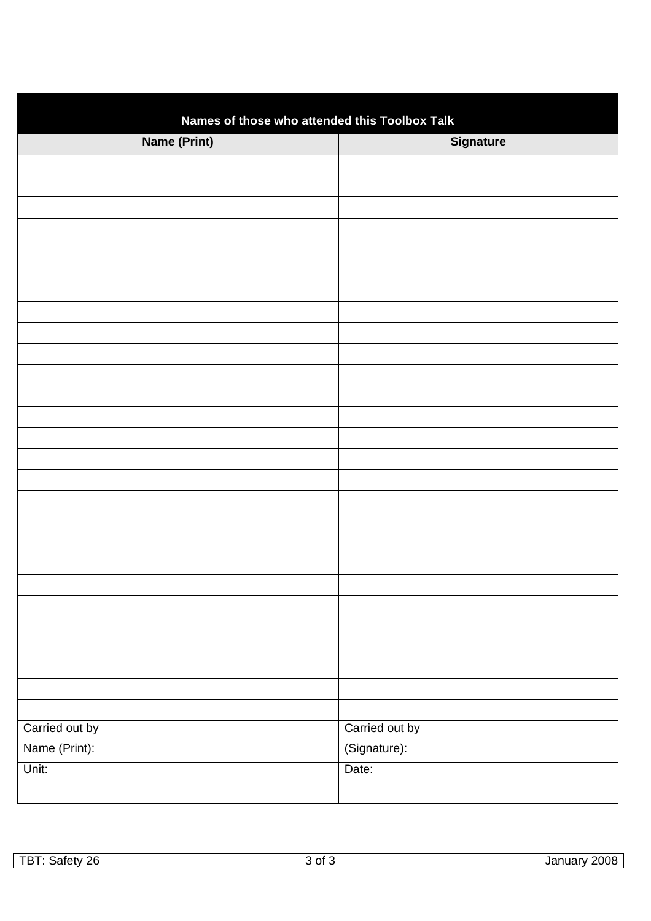| Names of those who attended this Toolbox Talk | |
|---|---|
| **Name (Print)** | **Signature** |
| | |
| | |
| | |
| | |
| | |
| | |
| | |
| | |
| | |
| | |
| | |
| | |
| | |
| | |
| | |
| | |
| | |
| | |
| | |
| | |
| | |
| | |
| | |
| | |
| | |
| | |
| | |
| Carried out by Name (Print): | Carried out by (Signature): |
| Unit: | Date: |